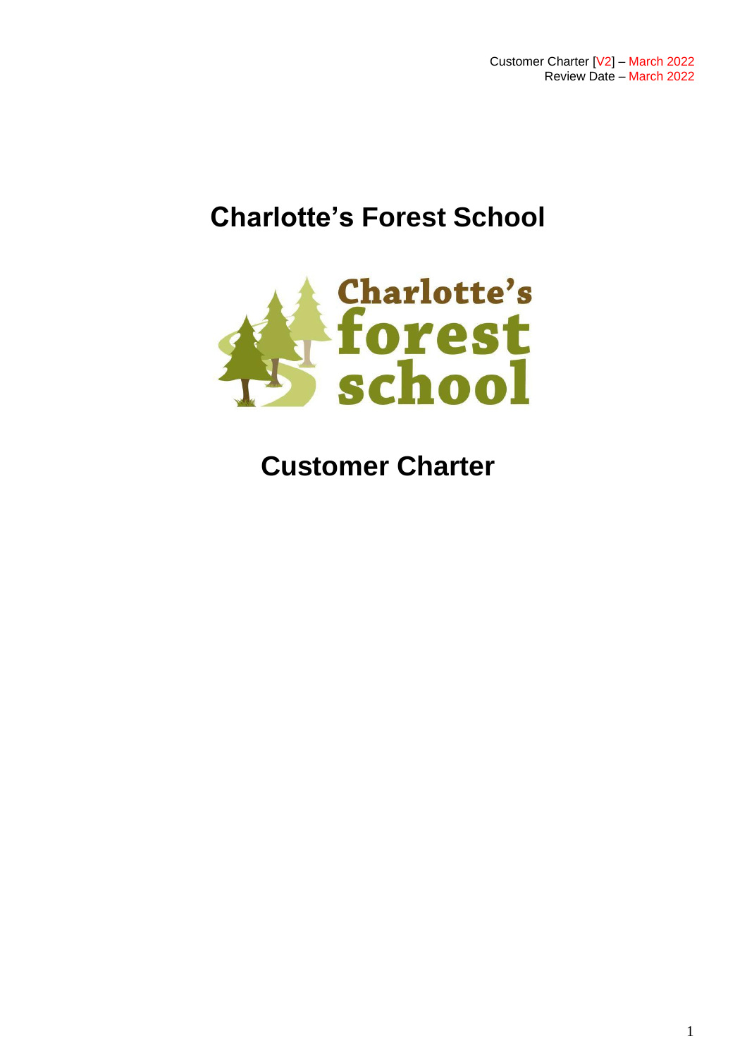Customer Charter [V2] – March 2022
Review Date – March 2022

# Charlotte's Forest School

# Customer Charter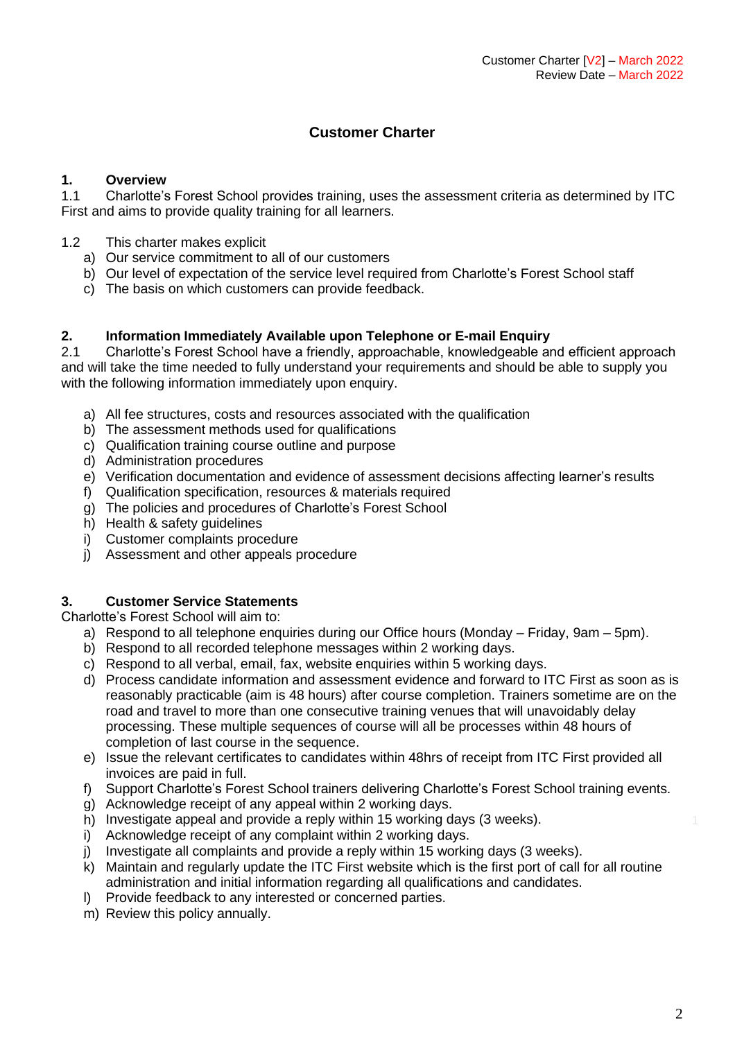Customer Charter [V2] – March 2022
Review Date – March 2022

# Customer Charter

## 1. Overview

1.1 Charlotte's Forest School provides training, uses the assessment criteria as determined by ITC First and aims to provide quality training for all learners.

1.2 This charter makes explicit

a) Our service commitment to all of our customers
b) Our level of expectation of the service level required from Charlotte's Forest School staff
c) The basis on which customers can provide feedback.

## 2. Information Immediately Available upon Telephone or E-mail Enquiry

2.1 Charlotte's Forest School have a friendly, approachable, knowledgeable and efficient approach and will take the time needed to fully understand your requirements and should be able to supply you with the following information immediately upon enquiry.

a) All fee structures, costs and resources associated with the qualification
b) The assessment methods used for qualifications
c) Qualification training course outline and purpose
d) Administration procedures
e) Verification documentation and evidence of assessment decisions affecting learner's results
f) Qualification specification, resources & materials required
g) The policies and procedures of Charlotte's Forest School
h) Health & safety guidelines
i) Customer complaints procedure
j) Assessment and other appeals procedure

## 3. Customer Service Statements

Charlotte's Forest School will aim to:

a) Respond to all telephone enquiries during our Office hours (Monday – Friday, 9am – 5pm).
b) Respond to all recorded telephone messages within 2 working days.
c) Respond to all verbal, email, fax, website enquiries within 5 working days.
d) Process candidate information and assessment evidence and forward to ITC First as soon as is reasonably practicable (aim is 48 hours) after course completion. Trainers sometime are on the road and travel to more than one consecutive training venues that will unavoidably delay processing. These multiple sequences of course will all be processes within 48 hours of completion of last course in the sequence.
e) Issue the relevant certificates to candidates within 48hrs of receipt from ITC First provided all invoices are paid in full.
f) Support Charlotte's Forest School trainers delivering Charlotte's Forest School training events.
g) Acknowledge receipt of any appeal within 2 working days.
h) Investigate appeal and provide a reply within 15 working days (3 weeks).
i) Acknowledge receipt of any complaint within 2 working days.
j) Investigate all complaints and provide a reply within 15 working days (3 weeks).
k) Maintain and regularly update the ITC First website which is the first port of call for all routine administration and initial information regarding all qualifications and candidates.
l) Provide feedback to any interested or concerned parties.
m) Review this policy annually.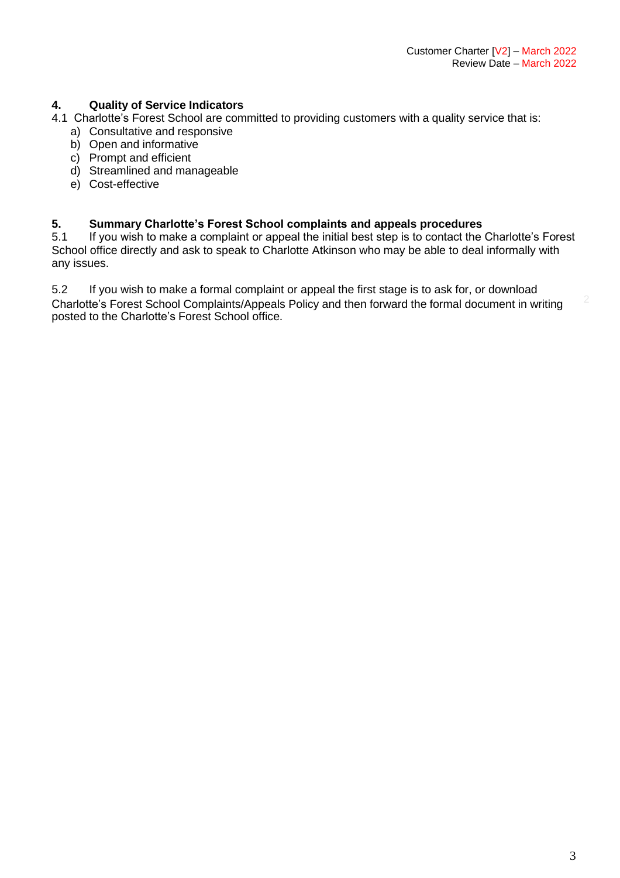## 4. Quality of Service Indicators

4.1 Charlotte's Forest School are committed to providing customers with a quality service that is:

a) Consultative and responsive
b) Open and informative
c) Prompt and efficient
d) Streamlined and manageable
e) Cost-effective

## 5. Summary Charlotte's Forest School complaints and appeals procedures

5.1 If you wish to make a complaint or appeal the initial best step is to contact the Charlotte's Forest School office directly and ask to speak to Charlotte Atkinson who may be able to deal informally with any issues.

5.2 If you wish to make a formal complaint or appeal the first stage is to ask for, or download Charlotte's Forest School Complaints/Appeals Policy and then forward the formal document in writing posted to the Charlotte's Forest School office.